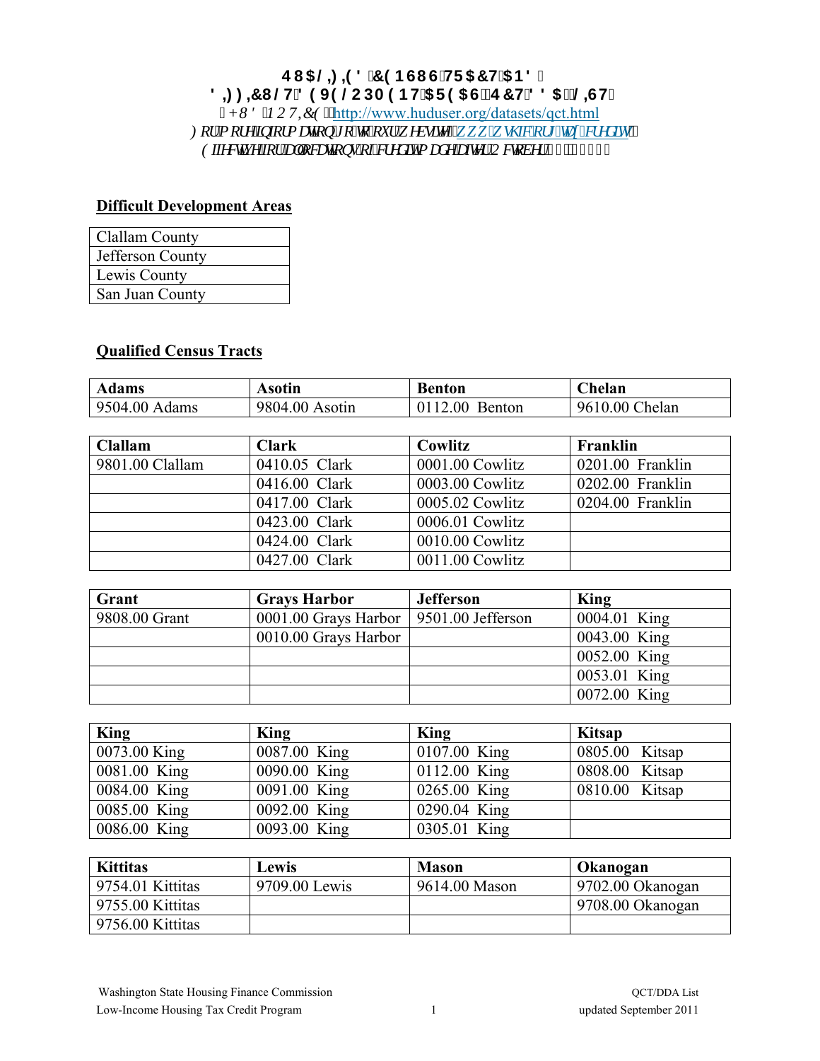**QUALIFIED CENSUS TRACT AND**
**DIFFICULT DEVELOPMENT AREAS QCT DDA LIST**

*HUD NOTICE: http://www.huduser.org/datasets/qct.html*

*For more information go to our website www.wshfc.org/tax_credit/*

*Effective for allocations of credit made after October*

## Difficult Development Areas

| |
|---|
| Clallam County |
| Jefferson County |
| Lewis County |
| San Juan County |

## Qualified Census Tracts

| Adams | Asotin | Benton | Chelan |
|---|---|---|---|
| 9504.00 Adams | 9804.00 Asotin | 0112.00 Benton | 9610.00 Chelan |

| Clallam | Clark | Cowlitz | Franklin |
|---|---|---|---|
| 9801.00 Clallam | 0410.05 Clark | 0001.00 Cowlitz | 0201.00 Franklin |
| | 0416.00 Clark | 0003.00 Cowlitz | 0202.00 Franklin |
| | 0417.00 Clark | 0005.02 Cowlitz | 0204.00 Franklin |
| | 0423.00 Clark | 0006.01 Cowlitz | |
| | 0424.00 Clark | 0010.00 Cowlitz | |
| | 0427.00 Clark | 0011.00 Cowlitz | |

| Grant | Grays Harbor | Jefferson | King |
|---|---|---|---|
| 9808.00 Grant | 0001.00 Grays Harbor | 9501.00 Jefferson | 0004.01 King |
| | 0010.00 Grays Harbor | | 0043.00 King |
| | | | 0052.00 King |
| | | | 0053.01 King |
| | | | 0072.00 King |

| King | King | King | Kitsap |
|---|---|---|---|
| 0073.00 King | 0087.00 King | 0107.00 King | 0805.00 Kitsap |
| 0081.00 King | 0090.00 King | 0112.00 King | 0808.00 Kitsap |
| 0084.00 King | 0091.00 King | 0265.00 King | 0810.00 Kitsap |
| 0085.00 King | 0092.00 King | 0290.04 King | |
| 0086.00 King | 0093.00 King | 0305.01 King | |

| Kittitas | Lewis | Mason | Okanogan |
|---|---|---|---|
| 9754.01 Kittitas | 9709.00 Lewis | 9614.00 Mason | 9702.00 Okanogan |
| 9755.00 Kittitas | | | 9708.00 Okanogan |
| 9756.00 Kittitas | | | |

Washington State Housing Finance Commission
Low-Income Housing Tax Credit Program

QCT/DDA List
updated September 2011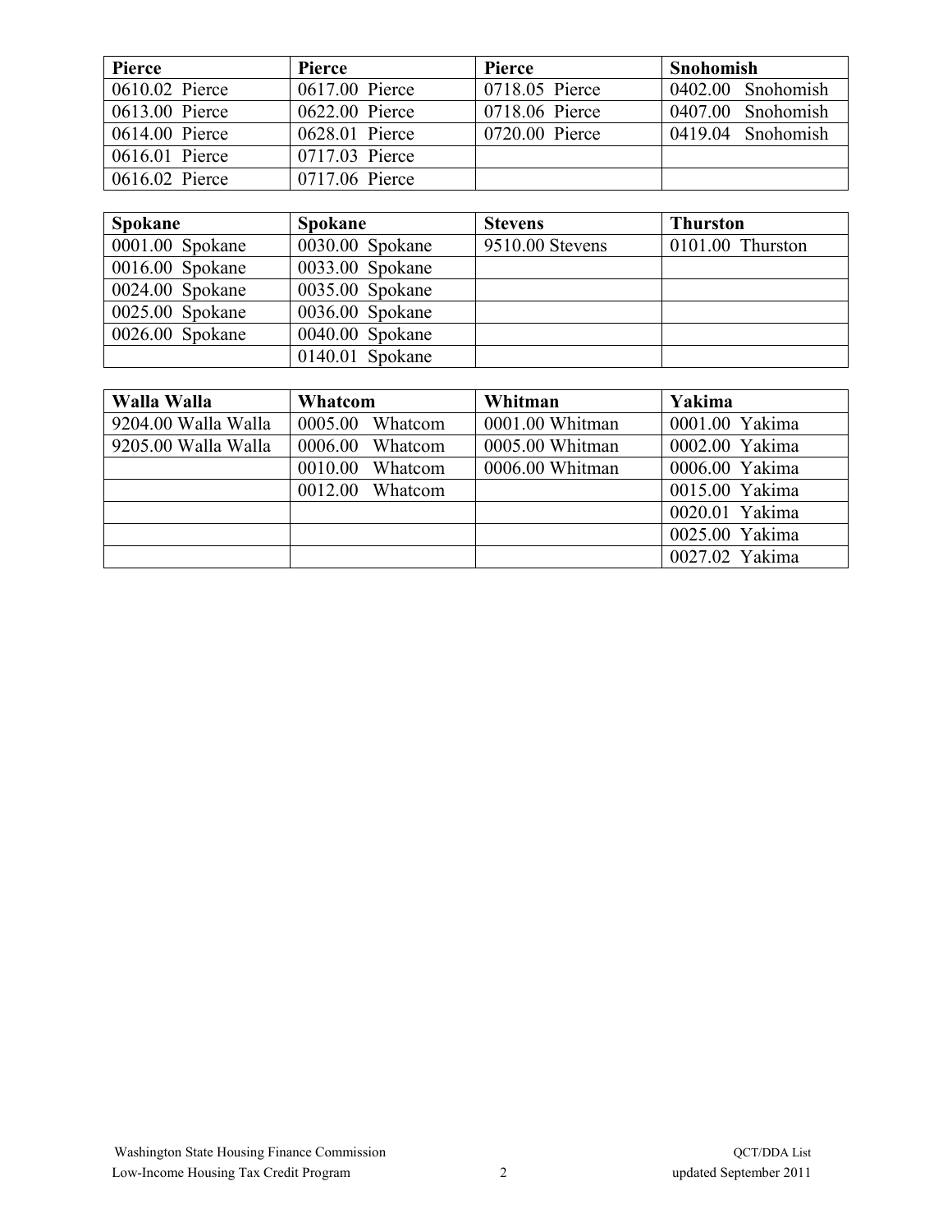| Pierce | Pierce | Pierce | Snohomish |
| --- | --- | --- | --- |
| 0610.02 Pierce | 0617.00 Pierce | 0718.05 Pierce | 0402.00 Snohomish |
| 0613.00 Pierce | 0622.00 Pierce | 0718.06 Pierce | 0407.00 Snohomish |
| 0614.00 Pierce | 0628.01 Pierce | 0720.00 Pierce | 0419.04 Snohomish |
| 0616.01 Pierce | 0717.03 Pierce | | |
| 0616.02 Pierce | 0717.06 Pierce | | |

| Spokane | Spokane | Stevens | Thurston |
| --- | --- | --- | --- |
| 0001.00 Spokane | 0030.00 Spokane | 9510.00 Stevens | 0101.00 Thurston |
| 0016.00 Spokane | 0033.00 Spokane | | |
| 0024.00 Spokane | 0035.00 Spokane | | |
| 0025.00 Spokane | 0036.00 Spokane | | |
| 0026.00 Spokane | 0040.00 Spokane | | |
| | 0140.01 Spokane | | |

| Walla Walla | Whatcom | Whitman | Yakima |
| --- | --- | --- | --- |
| 9204.00 Walla Walla | 0005.00 Whatcom | 0001.00 Whitman | 0001.00 Yakima |
| 9205.00 Walla Walla | 0006.00 Whatcom | 0005.00 Whitman | 0002.00 Yakima |
| | 0010.00 Whatcom | 0006.00 Whitman | 0006.00 Yakima |
| | 0012.00 Whatcom | | 0015.00 Yakima |
| | | | 0020.01 Yakima |
| | | | 0025.00 Yakima |
| | | | 0027.02 Yakima |